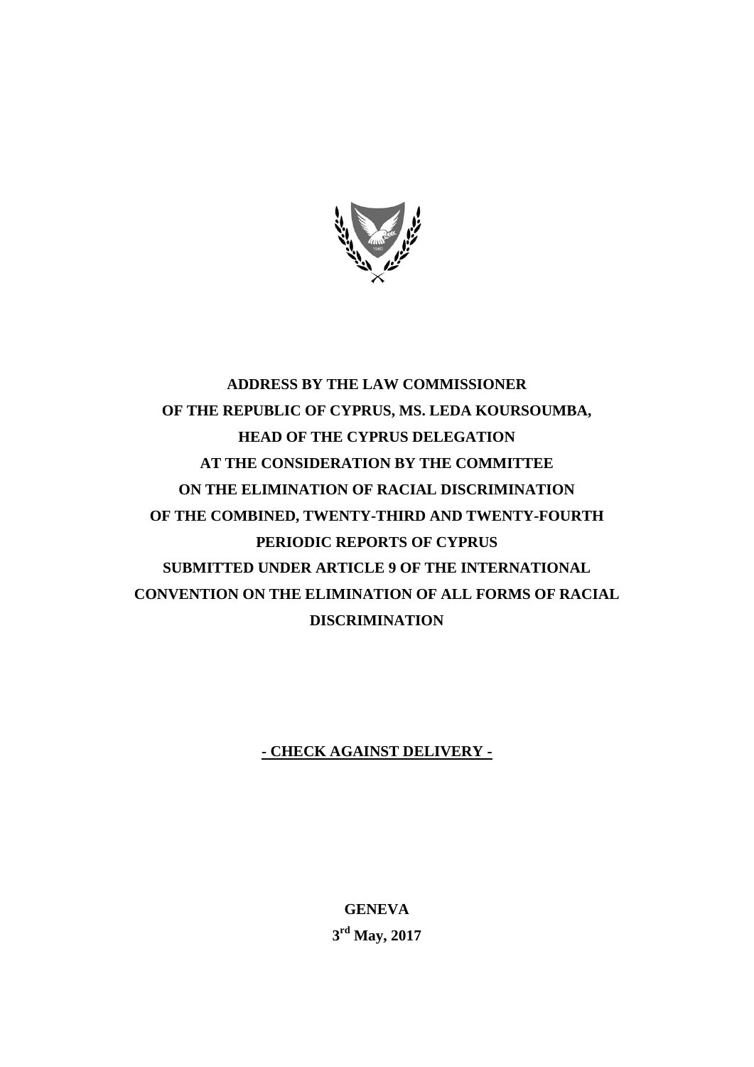**ADDRESS BY THE LAW COMMISSIONER OF THE REPUBLIC OF CYPRUS, MS. LEDA KOURSOUMBA, HEAD OF THE CYPRUS DELEGATION AT THE CONSIDERATION BY THE COMMITTEE ON THE ELIMINATION OF RACIAL DISCRIMINATION OF THE COMBINED, TWENTY-THIRD AND TWENTY-FOURTH PERIODIC REPORTS OF CYPRUS SUBMITTED UNDER ARTICLE 9 OF THE INTERNATIONAL CONVENTION ON THE ELIMINATION OF ALL FORMS OF RACIAL DISCRIMINATION**

**- CHECK AGAINST DELIVERY -**

**GENEVA**

**3rd May, 2017**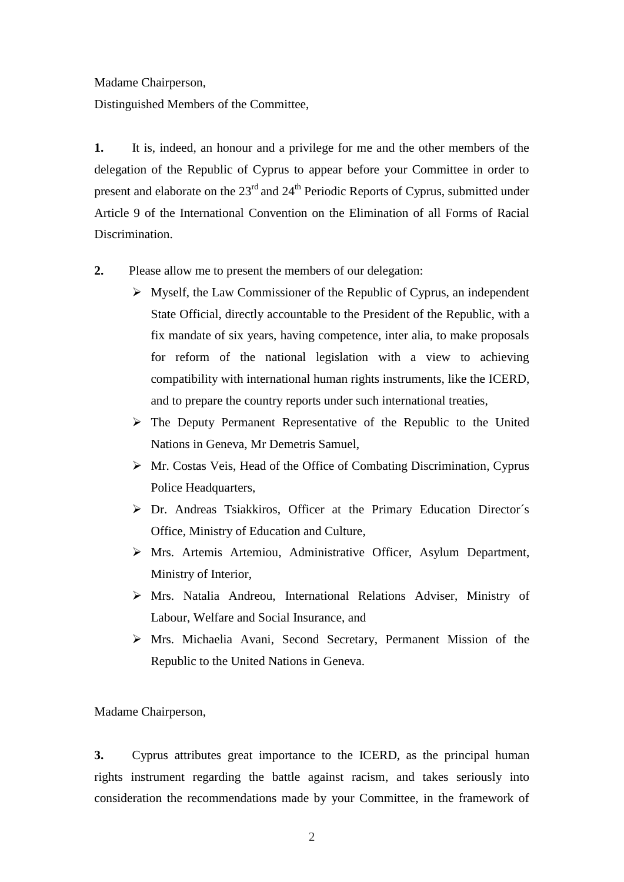Madame Chairperson,

Distinguished Members of the Committee,

**1.** It is, indeed, an honour and a privilege for me and the other members of the delegation of the Republic of Cyprus to appear before your Committee in order to present and elaborate on the 23rd and 24th Periodic Reports of Cyprus, submitted under Article 9 of the International Convention on the Elimination of all Forms of Racial Discrimination.

**2.** Please allow me to present the members of our delegation:

- Myself, the Law Commissioner of the Republic of Cyprus, an independent State Official, directly accountable to the President of the Republic, with a fix mandate of six years, having competence, inter alia, to make proposals for reform of the national legislation with a view to achieving compatibility with international human rights instruments, like the ICERD, and to prepare the country reports under such international treaties,
- The Deputy Permanent Representative of the Republic to the United Nations in Geneva, Mr Demetris Samuel,
- Mr. Costas Veis, Head of the Office of Combating Discrimination, Cyprus Police Headquarters,
- Dr. Andreas Tsiakkiros, Officer at the Primary Education Director´s Office, Ministry of Education and Culture,
- Mrs. Artemis Artemiou, Administrative Officer, Asylum Department, Ministry of Interior,
- Mrs. Natalia Andreou, International Relations Adviser, Ministry of Labour, Welfare and Social Insurance, and
- Mrs. Michaelia Avani, Second Secretary, Permanent Mission of the Republic to the United Nations in Geneva.

Madame Chairperson,

**3.** Cyprus attributes great importance to the ICERD, as the principal human rights instrument regarding the battle against racism, and takes seriously into consideration the recommendations made by your Committee, in the framework of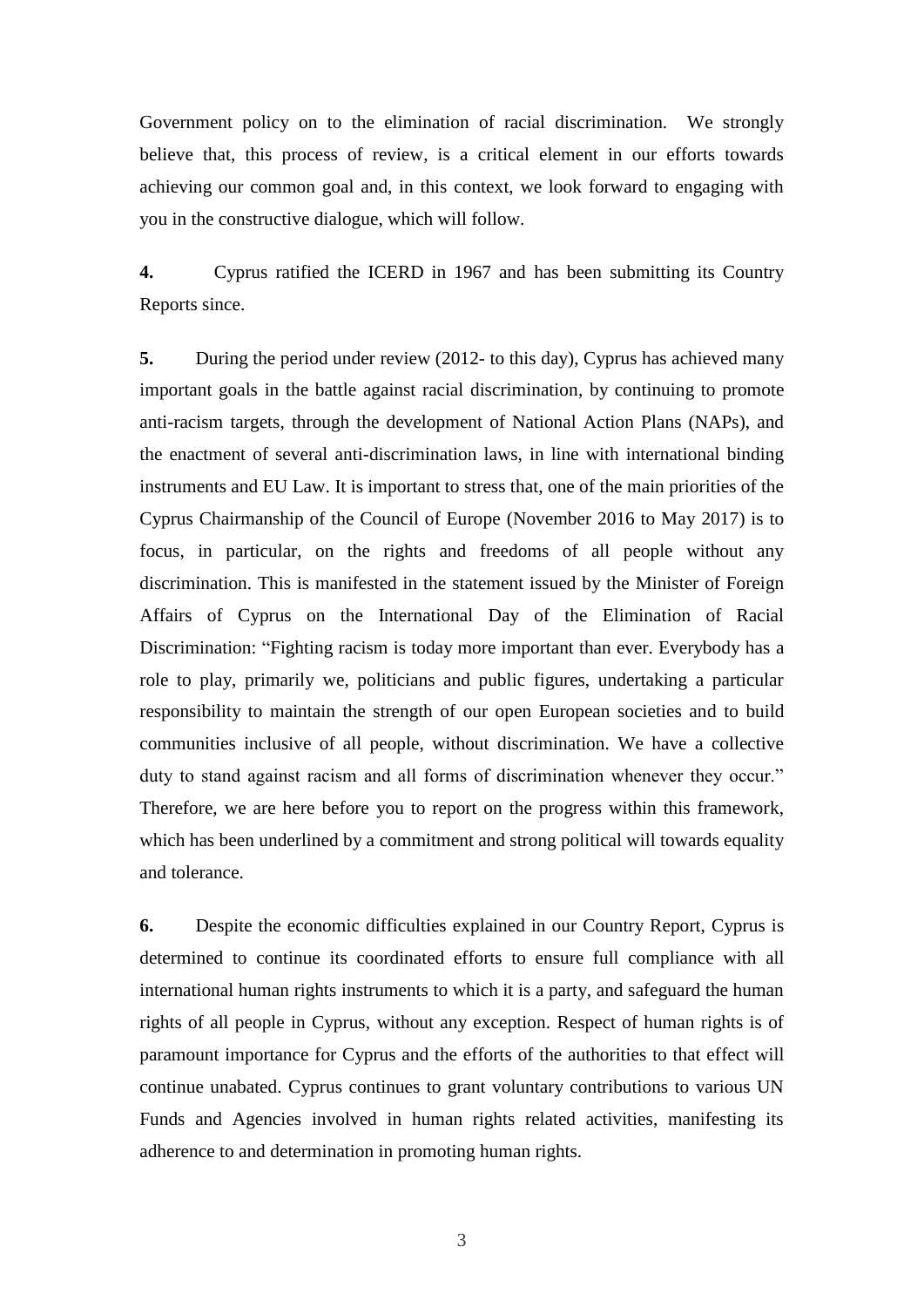Government policy on to the elimination of racial discrimination. We strongly believe that, this process of review, is a critical element in our efforts towards achieving our common goal and, in this context, we look forward to engaging with you in the constructive dialogue, which will follow.

**4.** Cyprus ratified the ICERD in 1967 and has been submitting its Country Reports since.

**5.** During the period under review (2012- to this day), Cyprus has achieved many important goals in the battle against racial discrimination, by continuing to promote anti-racism targets, through the development of National Action Plans (NAPs), and the enactment of several anti-discrimination laws, in line with international binding instruments and EU Law. It is important to stress that, one of the main priorities of the Cyprus Chairmanship of the Council of Europe (November 2016 to May 2017) is to focus, in particular, on the rights and freedoms of all people without any discrimination. This is manifested in the statement issued by the Minister of Foreign Affairs of Cyprus on the International Day of the Elimination of Racial Discrimination: "Fighting racism is today more important than ever. Everybody has a role to play, primarily we, politicians and public figures, undertaking a particular responsibility to maintain the strength of our open European societies and to build communities inclusive of all people, without discrimination. We have a collective duty to stand against racism and all forms of discrimination whenever they occur." Therefore, we are here before you to report on the progress within this framework, which has been underlined by a commitment and strong political will towards equality and tolerance.

**6.** Despite the economic difficulties explained in our Country Report, Cyprus is determined to continue its coordinated efforts to ensure full compliance with all international human rights instruments to which it is a party, and safeguard the human rights of all people in Cyprus, without any exception. Respect of human rights is of paramount importance for Cyprus and the efforts of the authorities to that effect will continue unabated. Cyprus continues to grant voluntary contributions to various UN Funds and Agencies involved in human rights related activities, manifesting its adherence to and determination in promoting human rights.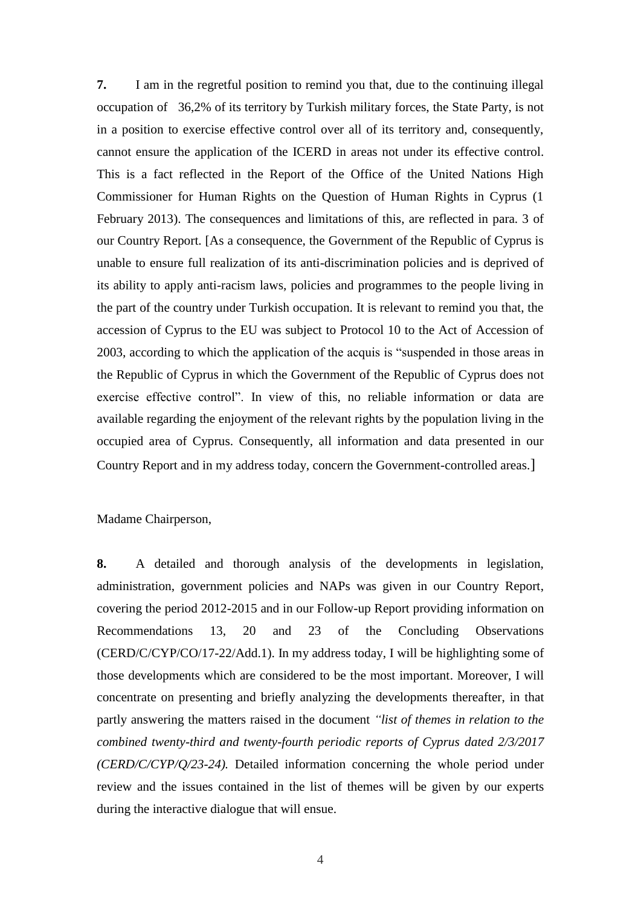**7.** I am in the regretful position to remind you that, due to the continuing illegal occupation of 36,2% of its territory by Turkish military forces, the State Party, is not in a position to exercise effective control over all of its territory and, consequently, cannot ensure the application of the ICERD in areas not under its effective control. This is a fact reflected in the Report of the Office of the United Nations High Commissioner for Human Rights on the Question of Human Rights in Cyprus (1 February 2013). The consequences and limitations of this, are reflected in para. 3 of our Country Report. [As a consequence, the Government of the Republic of Cyprus is unable to ensure full realization of its anti-discrimination policies and is deprived of its ability to apply anti-racism laws, policies and programmes to the people living in the part of the country under Turkish occupation. It is relevant to remind you that, the accession of Cyprus to the EU was subject to Protocol 10 to the Act of Accession of 2003, according to which the application of the acquis is "suspended in those areas in the Republic of Cyprus in which the Government of the Republic of Cyprus does not exercise effective control". In view of this, no reliable information or data are available regarding the enjoyment of the relevant rights by the population living in the occupied area of Cyprus. Consequently, all information and data presented in our Country Report and in my address today, concern the Government-controlled areas.]

Madame Chairperson,

**8.** A detailed and thorough analysis of the developments in legislation, administration, government policies and NAPs was given in our Country Report, covering the period 2012-2015 and in our Follow-up Report providing information on Recommendations 13, 20 and 23 of the Concluding Observations (CERD/C/CYP/CO/17-22/Add.1). In my address today, I will be highlighting some of those developments which are considered to be the most important. Moreover, I will concentrate on presenting and briefly analyzing the developments thereafter, in that partly answering the matters raised in the document *"list of themes in relation to the combined twenty-third and twenty-fourth periodic reports of Cyprus dated 2/3/2017 (CERD/C/CYP/Q/23-24).* Detailed information concerning the whole period under review and the issues contained in the list of themes will be given by our experts during the interactive dialogue that will ensue.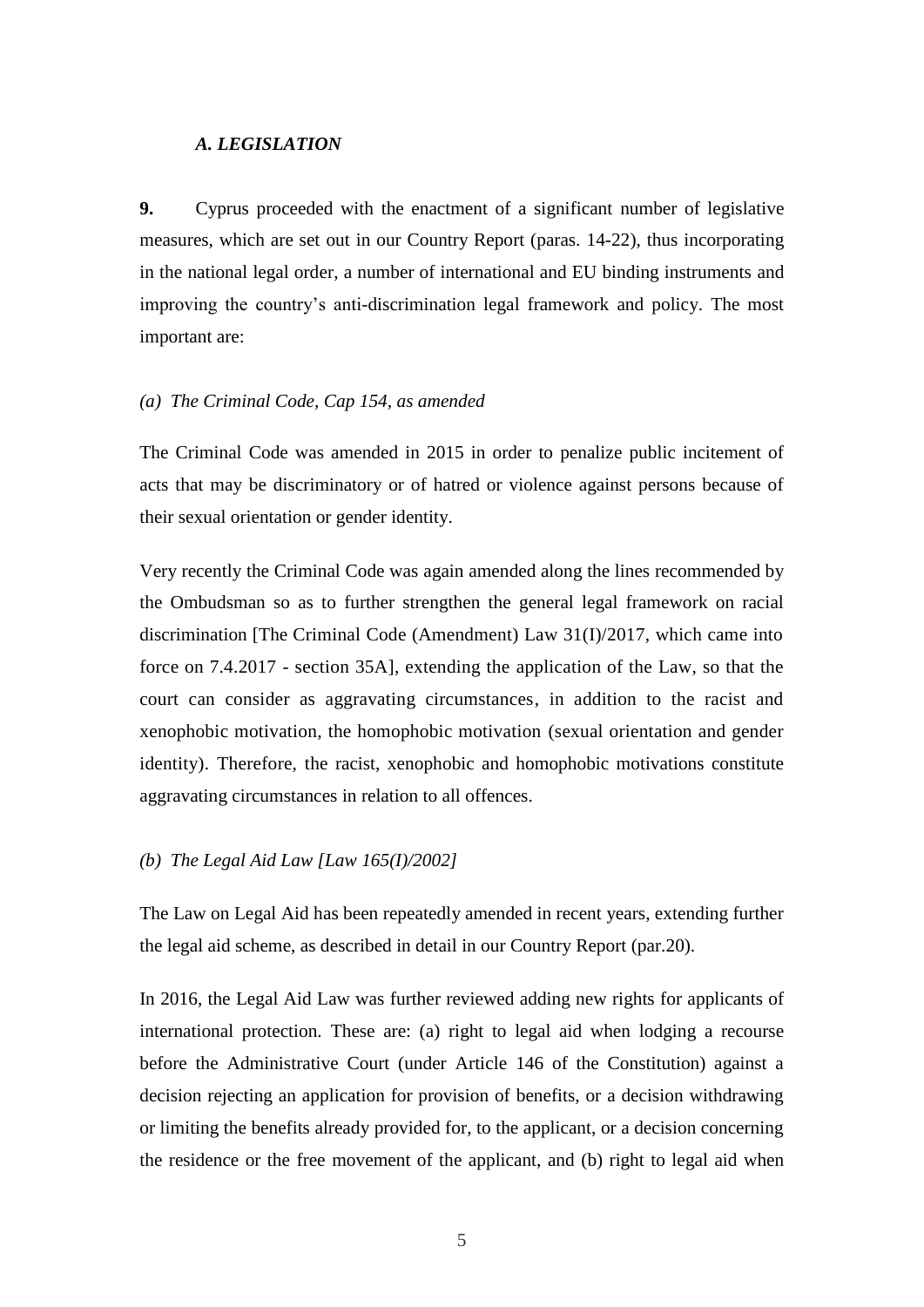### *A. LEGISLATION*

**9.** Cyprus proceeded with the enactment of a significant number of legislative measures, which are set out in our Country Report (paras. 14-22), thus incorporating in the national legal order, a number of international and EU binding instruments and improving the country's anti-discrimination legal framework and policy. The most important are:

*(a) The Criminal Code, Cap 154, as amended*

The Criminal Code was amended in 2015 in order to penalize public incitement of acts that may be discriminatory or of hatred or violence against persons because of their sexual orientation or gender identity.

Very recently the Criminal Code was again amended along the lines recommended by the Ombudsman so as to further strengthen the general legal framework on racial discrimination [The Criminal Code (Amendment) Law 31(I)/2017, which came into force on 7.4.2017 - section 35A], extending the application of the Law, so that the court can consider as aggravating circumstances, in addition to the racist and xenophobic motivation, the homophobic motivation (sexual orientation and gender identity). Therefore, the racist, xenophobic and homophobic motivations constitute aggravating circumstances in relation to all offences.

*(b) The Legal Aid Law [Law 165(I)/2002]*

The Law on Legal Aid has been repeatedly amended in recent years, extending further the legal aid scheme, as described in detail in our Country Report (par.20).

In 2016, the Legal Aid Law was further reviewed adding new rights for applicants of international protection. These are: (a) right to legal aid when lodging a recourse before the Administrative Court (under Article 146 of the Constitution) against a decision rejecting an application for provision of benefits, or a decision withdrawing or limiting the benefits already provided for, to the applicant, or a decision concerning the residence or the free movement of the applicant, and (b) right to legal aid when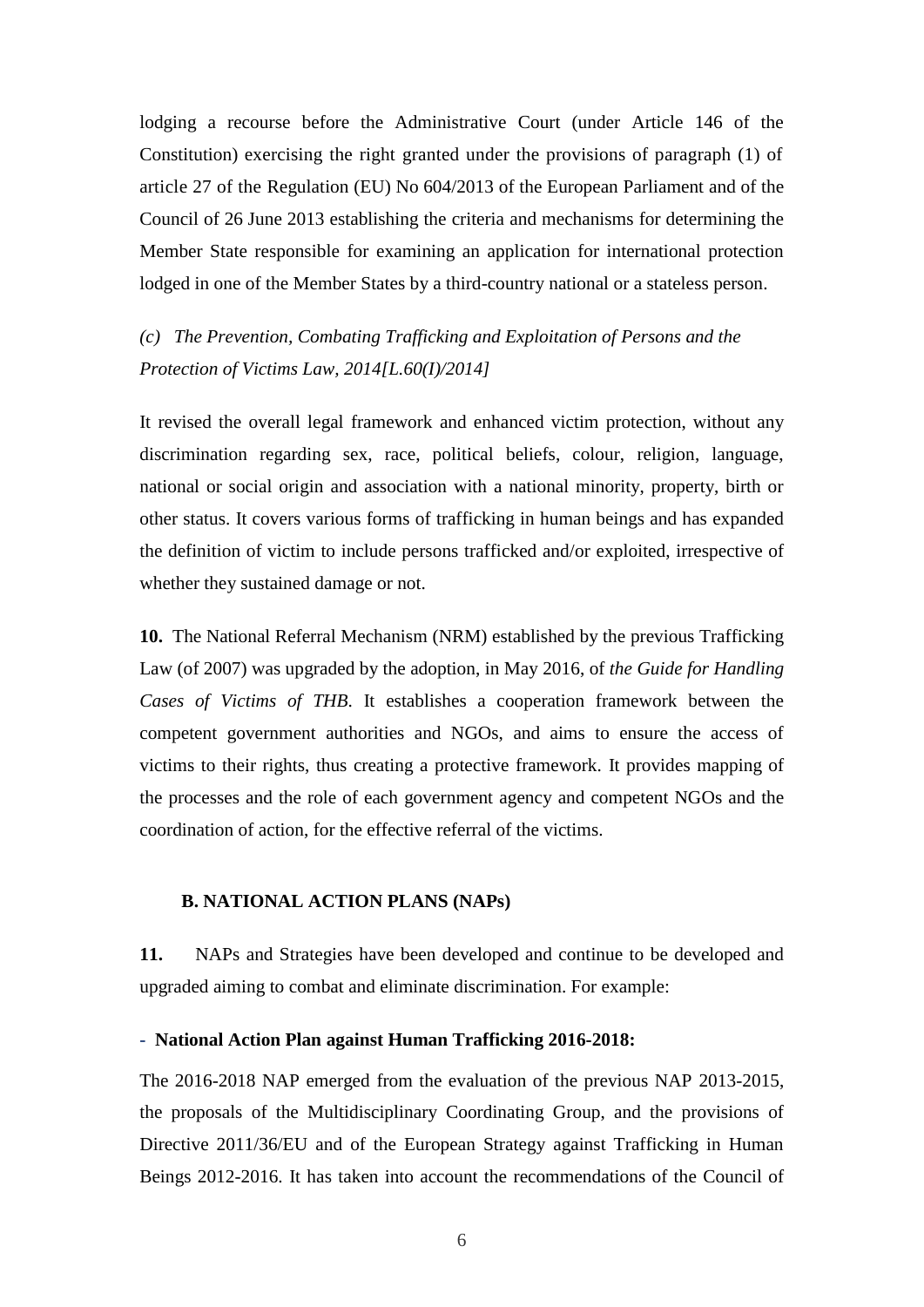lodging a recourse before the Administrative Court (under Article 146 of the Constitution) exercising the right granted under the provisions of paragraph (1) of article 27 of the Regulation (EU) No 604/2013 of the European Parliament and of the Council of 26 June 2013 establishing the criteria and mechanisms for determining the Member State responsible for examining an application for international protection lodged in one of the Member States by a third-country national or a stateless person.

*(c) The Prevention, Combating Trafficking and Exploitation of Persons and the Protection of Victims Law, 2014[L.60(I)/2014]*

It revised the overall legal framework and enhanced victim protection, without any discrimination regarding sex, race, political beliefs, colour, religion, language, national or social origin and association with a national minority, property, birth or other status. It covers various forms of trafficking in human beings and has expanded the definition of victim to include persons trafficked and/or exploited, irrespective of whether they sustained damage or not.

**10.** The National Referral Mechanism (NRM) established by the previous Trafficking Law (of 2007) was upgraded by the adoption, in May 2016, of *the Guide for Handling Cases of Victims of THB.* It establishes a cooperation framework between the competent government authorities and NGOs, and aims to ensure the access of victims to their rights, thus creating a protective framework. It provides mapping of the processes and the role of each government agency and competent NGOs and the coordination of action, for the effective referral of the victims.

## B. NATIONAL ACTION PLANS (NAPs)

**11.** NAPs and Strategies have been developed and continue to be developed and upgraded aiming to combat and eliminate discrimination. For example:

- **National Action Plan against Human Trafficking 2016-2018:**

The 2016-2018 NAP emerged from the evaluation of the previous NAP 2013-2015, the proposals of the Multidisciplinary Coordinating Group, and the provisions of Directive 2011/36/EU and of the European Strategy against Trafficking in Human Beings 2012-2016. It has taken into account the recommendations of the Council of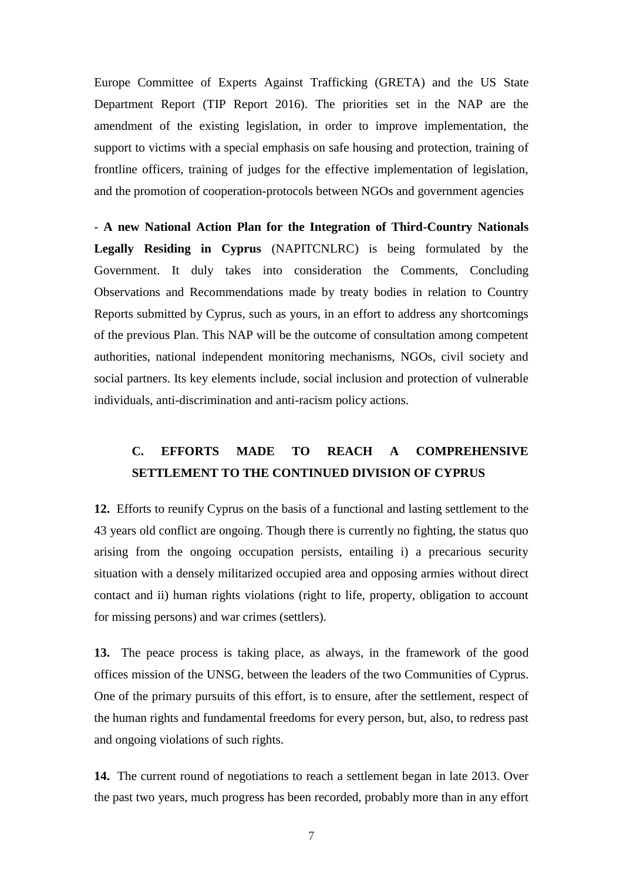Europe Committee of Experts Against Trafficking (GRETA) and the US State Department Report (TIP Report 2016). The priorities set in the NAP are the amendment of the existing legislation, in order to improve implementation, the support to victims with a special emphasis on safe housing and protection, training of frontline officers, training of judges for the effective implementation of legislation, and the promotion of cooperation-protocols between NGOs and government agencies

- **A new National Action Plan for the Integration of Third-Country Nationals Legally Residing in Cyprus** (NAPITCNLRC) is being formulated by the Government. It duly takes into consideration the Comments, Concluding Observations and Recommendations made by treaty bodies in relation to Country Reports submitted by Cyprus, such as yours, in an effort to address any shortcomings of the previous Plan. This NAP will be the outcome of consultation among competent authorities, national independent monitoring mechanisms, NGOs, civil society and social partners. Its key elements include, social inclusion and protection of vulnerable individuals, anti-discrimination and anti-racism policy actions.

## C. EFFORTS MADE TO REACH A COMPREHENSIVE SETTLEMENT TO THE CONTINUED DIVISION OF CYPRUS

**12.** Efforts to reunify Cyprus on the basis of a functional and lasting settlement to the 43 years old conflict are ongoing. Though there is currently no fighting, the status quo arising from the ongoing occupation persists, entailing i) a precarious security situation with a densely militarized occupied area and opposing armies without direct contact and ii) human rights violations (right to life, property, obligation to account for missing persons) and war crimes (settlers).

**13.** The peace process is taking place, as always, in the framework of the good offices mission of the UNSG, between the leaders of the two Communities of Cyprus. One of the primary pursuits of this effort, is to ensure, after the settlement, respect of the human rights and fundamental freedoms for every person, but, also, to redress past and ongoing violations of such rights.

**14.** The current round of negotiations to reach a settlement began in late 2013. Over the past two years, much progress has been recorded, probably more than in any effort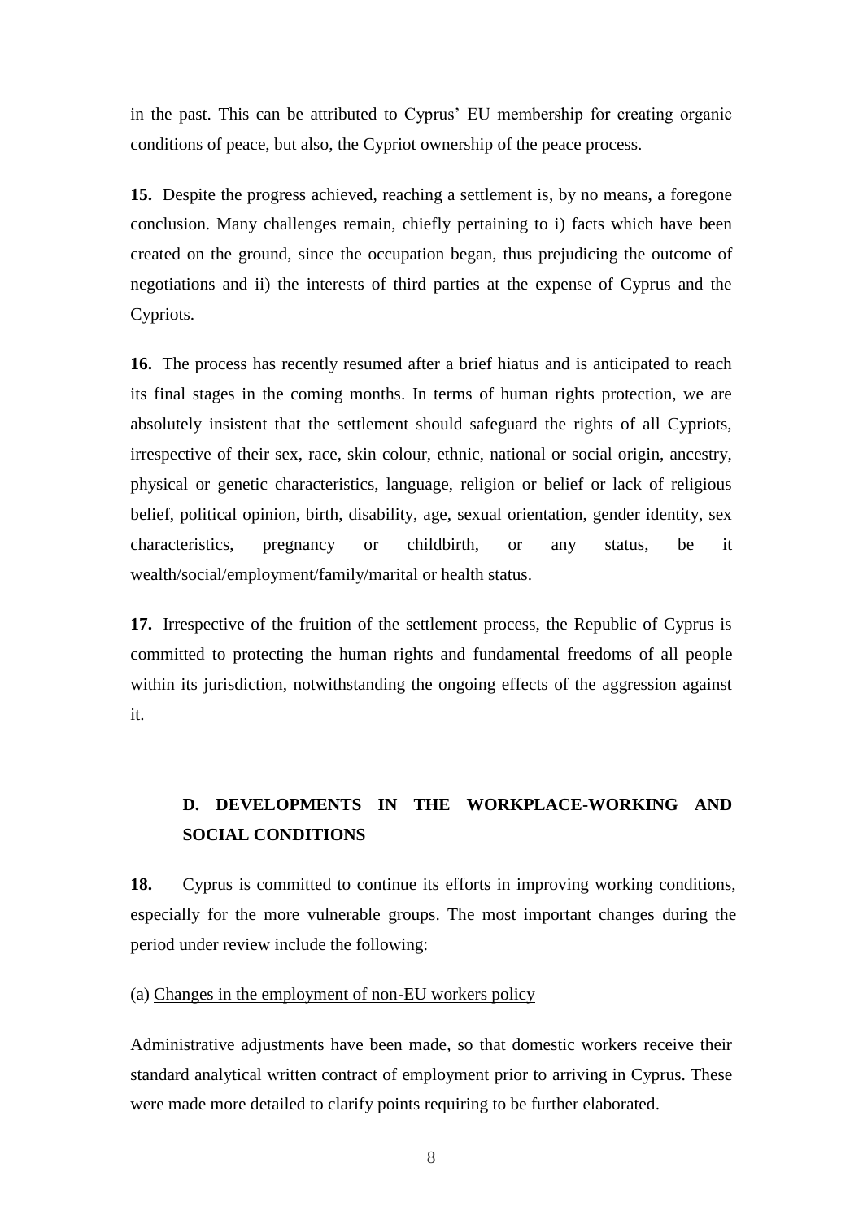in the past. This can be attributed to Cyprus' EU membership for creating organic conditions of peace, but also, the Cypriot ownership of the peace process.

**15.** Despite the progress achieved, reaching a settlement is, by no means, a foregone conclusion. Many challenges remain, chiefly pertaining to i) facts which have been created on the ground, since the occupation began, thus prejudicing the outcome of negotiations and ii) the interests of third parties at the expense of Cyprus and the Cypriots.

**16.** The process has recently resumed after a brief hiatus and is anticipated to reach its final stages in the coming months. In terms of human rights protection, we are absolutely insistent that the settlement should safeguard the rights of all Cypriots, irrespective of their sex, race, skin colour, ethnic, national or social origin, ancestry, physical or genetic characteristics, language, religion or belief or lack of religious belief, political opinion, birth, disability, age, sexual orientation, gender identity, sex characteristics, pregnancy or childbirth, or any status, be it wealth/social/employment/family/marital or health status.

**17.** Irrespective of the fruition of the settlement process, the Republic of Cyprus is committed to protecting the human rights and fundamental freedoms of all people within its jurisdiction, notwithstanding the ongoing effects of the aggression against it.

## D. DEVELOPMENTS IN THE WORKPLACE-WORKING AND SOCIAL CONDITIONS

**18.** Cyprus is committed to continue its efforts in improving working conditions, especially for the more vulnerable groups. The most important changes during the period under review include the following:

(a) Changes in the employment of non-EU workers policy

Administrative adjustments have been made, so that domestic workers receive their standard analytical written contract of employment prior to arriving in Cyprus. These were made more detailed to clarify points requiring to be further elaborated.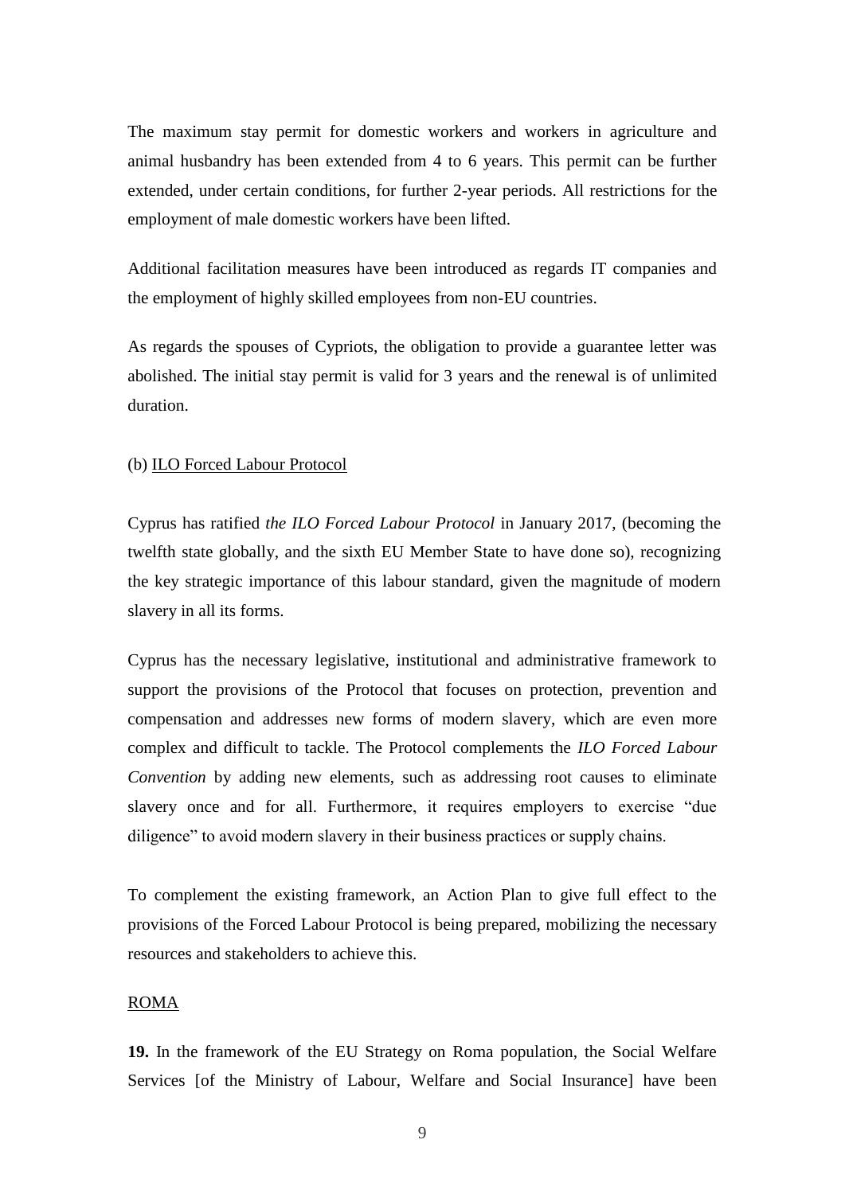The maximum stay permit for domestic workers and workers in agriculture and animal husbandry has been extended from 4 to 6 years. This permit can be further extended, under certain conditions, for further 2-year periods. All restrictions for the employment of male domestic workers have been lifted.

Additional facilitation measures have been introduced as regards IT companies and the employment of highly skilled employees from non-EU countries.

As regards the spouses of Cypriots, the obligation to provide a guarantee letter was abolished. The initial stay permit is valid for 3 years and the renewal is of unlimited duration.

(b) <u>ILO Forced Labour Protocol</u>

Cyprus has ratified *the ILO Forced Labour Protocol* in January 2017, (becoming the twelfth state globally, and the sixth EU Member State to have done so), recognizing the key strategic importance of this labour standard, given the magnitude of modern slavery in all its forms.

Cyprus has the necessary legislative, institutional and administrative framework to support the provisions of the Protocol that focuses on protection, prevention and compensation and addresses new forms of modern slavery, which are even more complex and difficult to tackle. The Protocol complements the *ILO Forced Labour Convention* by adding new elements, such as addressing root causes to eliminate slavery once and for all. Furthermore, it requires employers to exercise "due diligence" to avoid modern slavery in their business practices or supply chains.

To complement the existing framework, an Action Plan to give full effect to the provisions of the Forced Labour Protocol is being prepared, mobilizing the necessary resources and stakeholders to achieve this.

<u>ROMA</u>

**19.** In the framework of the EU Strategy on Roma population, the Social Welfare Services [of the Ministry of Labour, Welfare and Social Insurance] have been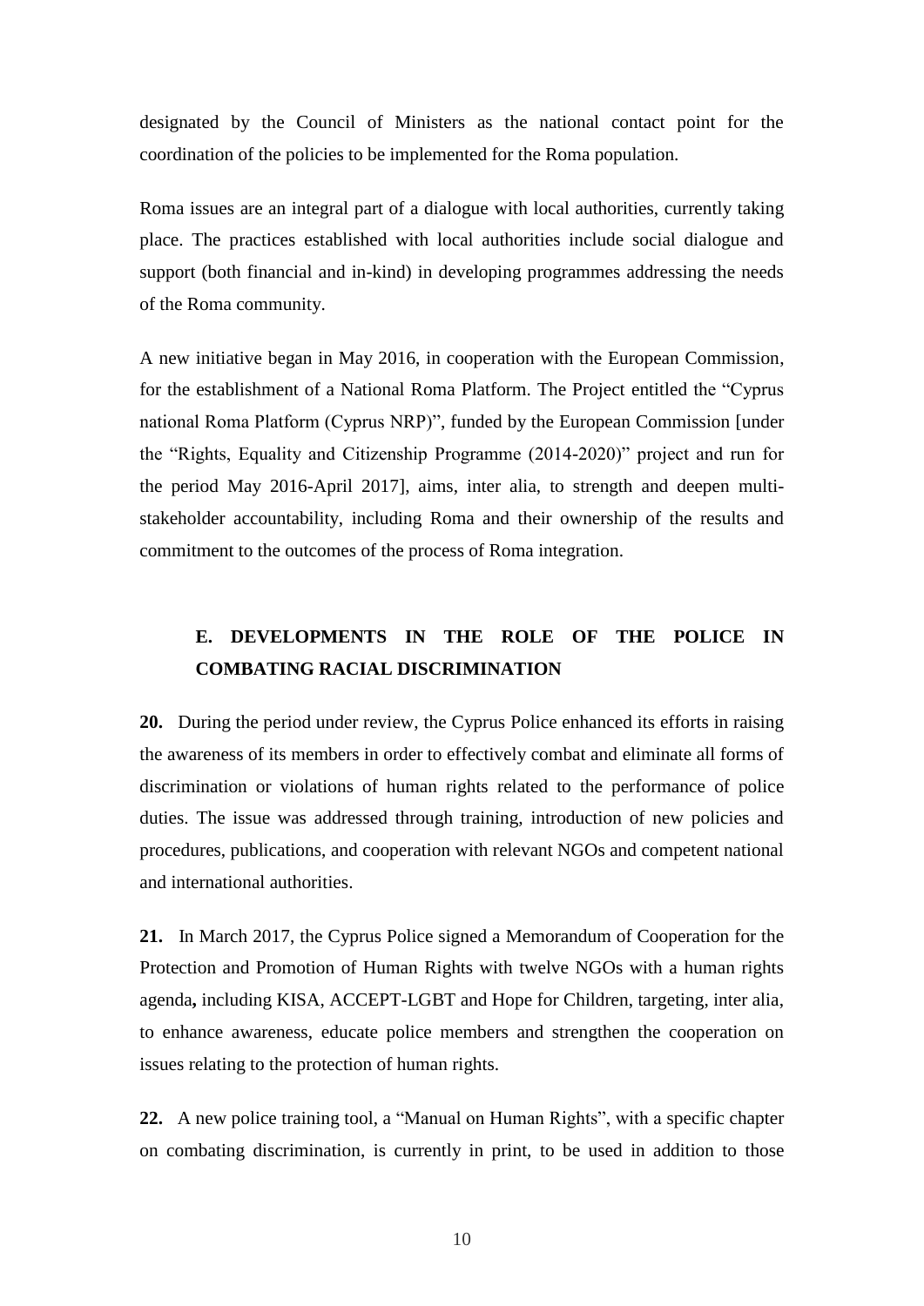designated by the Council of Ministers as the national contact point for the coordination of the policies to be implemented for the Roma population.

Roma issues are an integral part of a dialogue with local authorities, currently taking place. The practices established with local authorities include social dialogue and support (both financial and in-kind) in developing programmes addressing the needs of the Roma community.

A new initiative began in May 2016, in cooperation with the European Commission, for the establishment of a National Roma Platform. The Project entitled the "Cyprus national Roma Platform (Cyprus NRP)", funded by the European Commission [under the "Rights, Equality and Citizenship Programme (2014-2020)" project and run for the period May 2016-April 2017], aims, inter alia, to strength and deepen multi-stakeholder accountability, including Roma and their ownership of the results and commitment to the outcomes of the process of Roma integration.

## E. DEVELOPMENTS IN THE ROLE OF THE POLICE IN COMBATING RACIAL DISCRIMINATION

**20.** During the period under review, the Cyprus Police enhanced its efforts in raising the awareness of its members in order to effectively combat and eliminate all forms of discrimination or violations of human rights related to the performance of police duties. The issue was addressed through training, introduction of new policies and procedures, publications, and cooperation with relevant NGOs and competent national and international authorities.

**21.** In March 2017, the Cyprus Police signed a Memorandum of Cooperation for the Protection and Promotion of Human Rights with twelve NGOs with a human rights agenda**,** including KISA, ACCEPT-LGBT and Hope for Children, targeting, inter alia, to enhance awareness, educate police members and strengthen the cooperation on issues relating to the protection of human rights.

**22.** A new police training tool, a "Manual on Human Rights", with a specific chapter on combating discrimination, is currently in print, to be used in addition to those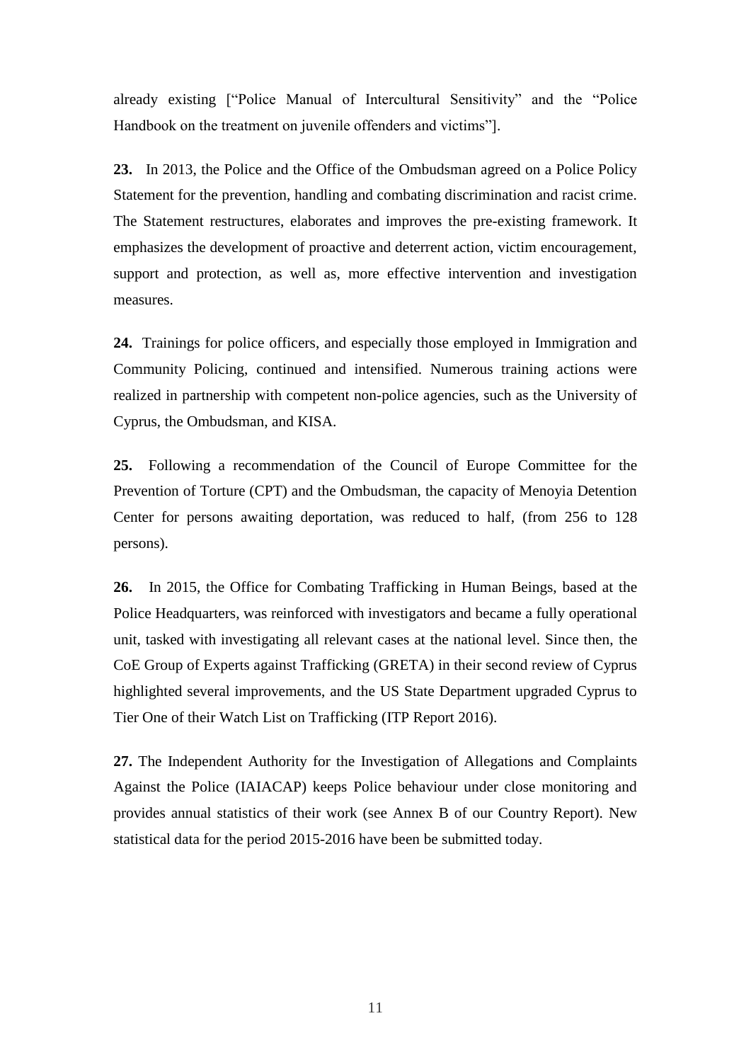already existing ["Police Manual of Intercultural Sensitivity" and the "Police Handbook on the treatment on juvenile offenders and victims"].

**23.** In 2013, the Police and the Office of the Ombudsman agreed on a Police Policy Statement for the prevention, handling and combating discrimination and racist crime. The Statement restructures, elaborates and improves the pre-existing framework. It emphasizes the development of proactive and deterrent action, victim encouragement, support and protection, as well as, more effective intervention and investigation measures.

**24.** Trainings for police officers, and especially those employed in Immigration and Community Policing, continued and intensified. Numerous training actions were realized in partnership with competent non-police agencies, such as the University of Cyprus, the Ombudsman, and KISA.

**25.** Following a recommendation of the Council of Europe Committee for the Prevention of Torture (CPT) and the Ombudsman, the capacity of Menoyia Detention Center for persons awaiting deportation, was reduced to half, (from 256 to 128 persons).

**26.** In 2015, the Office for Combating Trafficking in Human Beings, based at the Police Headquarters, was reinforced with investigators and became a fully operational unit, tasked with investigating all relevant cases at the national level. Since then, the CoE Group of Experts against Trafficking (GRETA) in their second review of Cyprus highlighted several improvements, and the US State Department upgraded Cyprus to Tier One of their Watch List on Trafficking (ITP Report 2016).

**27.** The Independent Authority for the Investigation of Allegations and Complaints Against the Police (IAIACAP) keeps Police behaviour under close monitoring and provides annual statistics of their work (see Annex B of our Country Report). New statistical data for the period 2015-2016 have been be submitted today.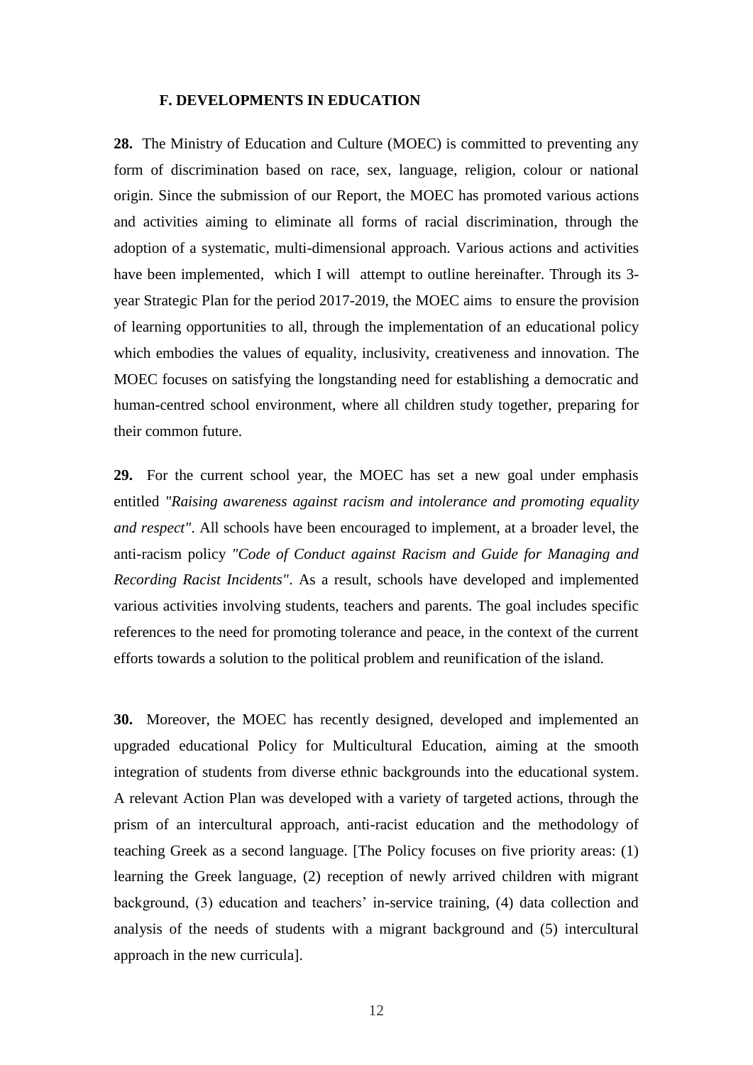## F. DEVELOPMENTS IN EDUCATION

**28.** The Ministry of Education and Culture (MOEC) is committed to preventing any form of discrimination based on race, sex, language, religion, colour or national origin. Since the submission of our Report, the MOEC has promoted various actions and activities aiming to eliminate all forms of racial discrimination, through the adoption of a systematic, multi-dimensional approach. Various actions and activities have been implemented, which I will attempt to outline hereinafter. Through its 3-year Strategic Plan for the period 2017-2019, the MOEC aims to ensure the provision of learning opportunities to all, through the implementation of an educational policy which embodies the values of equality, inclusivity, creativeness and innovation. The MOEC focuses on satisfying the longstanding need for establishing a democratic and human-centred school environment, where all children study together, preparing for their common future.

**29.** For the current school year, the MOEC has set a new goal under emphasis entitled *"Raising awareness against racism and intolerance and promoting equality and respect"*. All schools have been encouraged to implement, at a broader level, the anti-racism policy *"Code of Conduct against Racism and Guide for Managing and Recording Racist Incidents"*. As a result, schools have developed and implemented various activities involving students, teachers and parents. The goal includes specific references to the need for promoting tolerance and peace, in the context of the current efforts towards a solution to the political problem and reunification of the island.

**30.** Moreover, the MOEC has recently designed, developed and implemented an upgraded educational Policy for Multicultural Education, aiming at the smooth integration of students from diverse ethnic backgrounds into the educational system. A relevant Action Plan was developed with a variety of targeted actions, through the prism of an intercultural approach, anti-racist education and the methodology of teaching Greek as a second language. [The Policy focuses on five priority areas: (1) learning the Greek language, (2) reception of newly arrived children with migrant background, (3) education and teachers' in-service training, (4) data collection and analysis of the needs of students with a migrant background and (5) intercultural approach in the new curricula].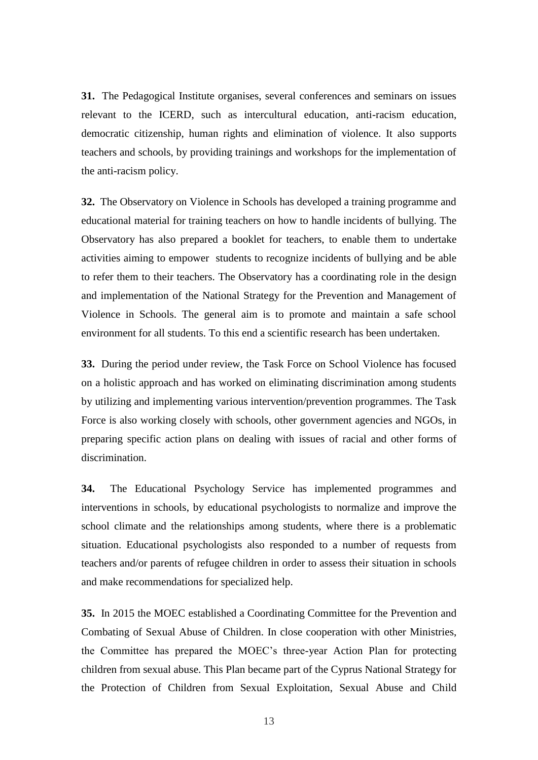**31.** The Pedagogical Institute organises, several conferences and seminars on issues relevant to the ICERD, such as intercultural education, anti-racism education, democratic citizenship, human rights and elimination of violence. It also supports teachers and schools, by providing trainings and workshops for the implementation of the anti-racism policy.

**32.** The Observatory on Violence in Schools has developed a training programme and educational material for training teachers on how to handle incidents of bullying. The Observatory has also prepared a booklet for teachers, to enable them to undertake activities aiming to empower students to recognize incidents of bullying and be able to refer them to their teachers. The Observatory has a coordinating role in the design and implementation of the National Strategy for the Prevention and Management of Violence in Schools. The general aim is to promote and maintain a safe school environment for all students. To this end a scientific research has been undertaken.

**33.** During the period under review, the Task Force on School Violence has focused on a holistic approach and has worked on eliminating discrimination among students by utilizing and implementing various intervention/prevention programmes. The Task Force is also working closely with schools, other government agencies and NGOs, in preparing specific action plans on dealing with issues of racial and other forms of discrimination.

**34.** The Educational Psychology Service has implemented programmes and interventions in schools, by educational psychologists to normalize and improve the school climate and the relationships among students, where there is a problematic situation. Educational psychologists also responded to a number of requests from teachers and/or parents of refugee children in order to assess their situation in schools and make recommendations for specialized help.

**35.** In 2015 the MOEC established a Coordinating Committee for the Prevention and Combating of Sexual Abuse of Children. In close cooperation with other Ministries, the Committee has prepared the MOEC's three-year Action Plan for protecting children from sexual abuse. This Plan became part of the Cyprus National Strategy for the Protection of Children from Sexual Exploitation, Sexual Abuse and Child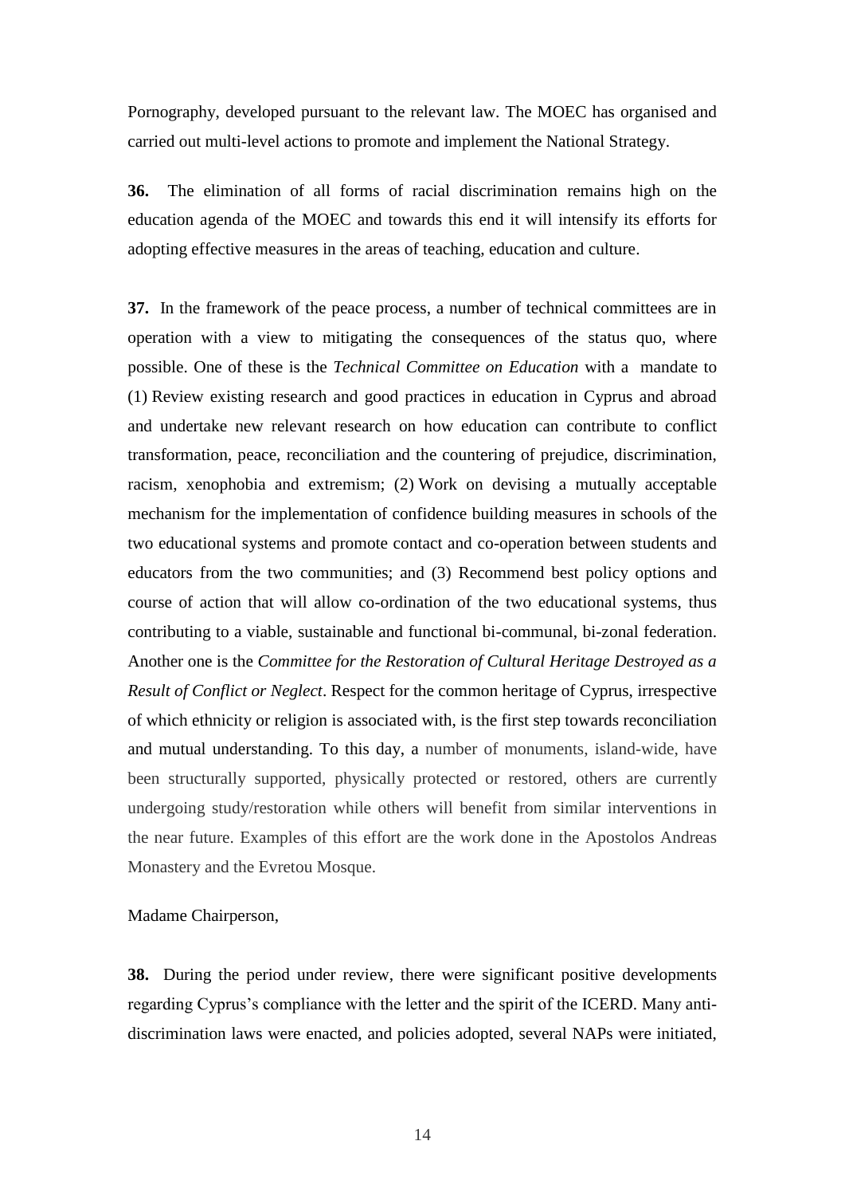Pornography, developed pursuant to the relevant law. The MOEC has organised and carried out multi-level actions to promote and implement the National Strategy.

**36.** The elimination of all forms of racial discrimination remains high on the education agenda of the MOEC and towards this end it will intensify its efforts for adopting effective measures in the areas of teaching, education and culture.

**37.** In the framework of the peace process, a number of technical committees are in operation with a view to mitigating the consequences of the status quo, where possible. One of these is the *Technical Committee on Education* with a mandate to (1) Review existing research and good practices in education in Cyprus and abroad and undertake new relevant research on how education can contribute to conflict transformation, peace, reconciliation and the countering of prejudice, discrimination, racism, xenophobia and extremism; (2) Work on devising a mutually acceptable mechanism for the implementation of confidence building measures in schools of the two educational systems and promote contact and co-operation between students and educators from the two communities; and (3) Recommend best policy options and course of action that will allow co-ordination of the two educational systems, thus contributing to a viable, sustainable and functional bi-communal, bi-zonal federation. Another one is the *Committee for the Restoration of Cultural Heritage Destroyed as a Result of Conflict or Neglect*. Respect for the common heritage of Cyprus, irrespective of which ethnicity or religion is associated with, is the first step towards reconciliation and mutual understanding. To this day, a number of monuments, island-wide, have been structurally supported, physically protected or restored, others are currently undergoing study/restoration while others will benefit from similar interventions in the near future. Examples of this effort are the work done in the Apostolos Andreas Monastery and the Evretou Mosque.

Madame Chairperson,

**38.** During the period under review, there were significant positive developments regarding Cyprus's compliance with the letter and the spirit of the ICERD. Many anti-discrimination laws were enacted, and policies adopted, several NAPs were initiated,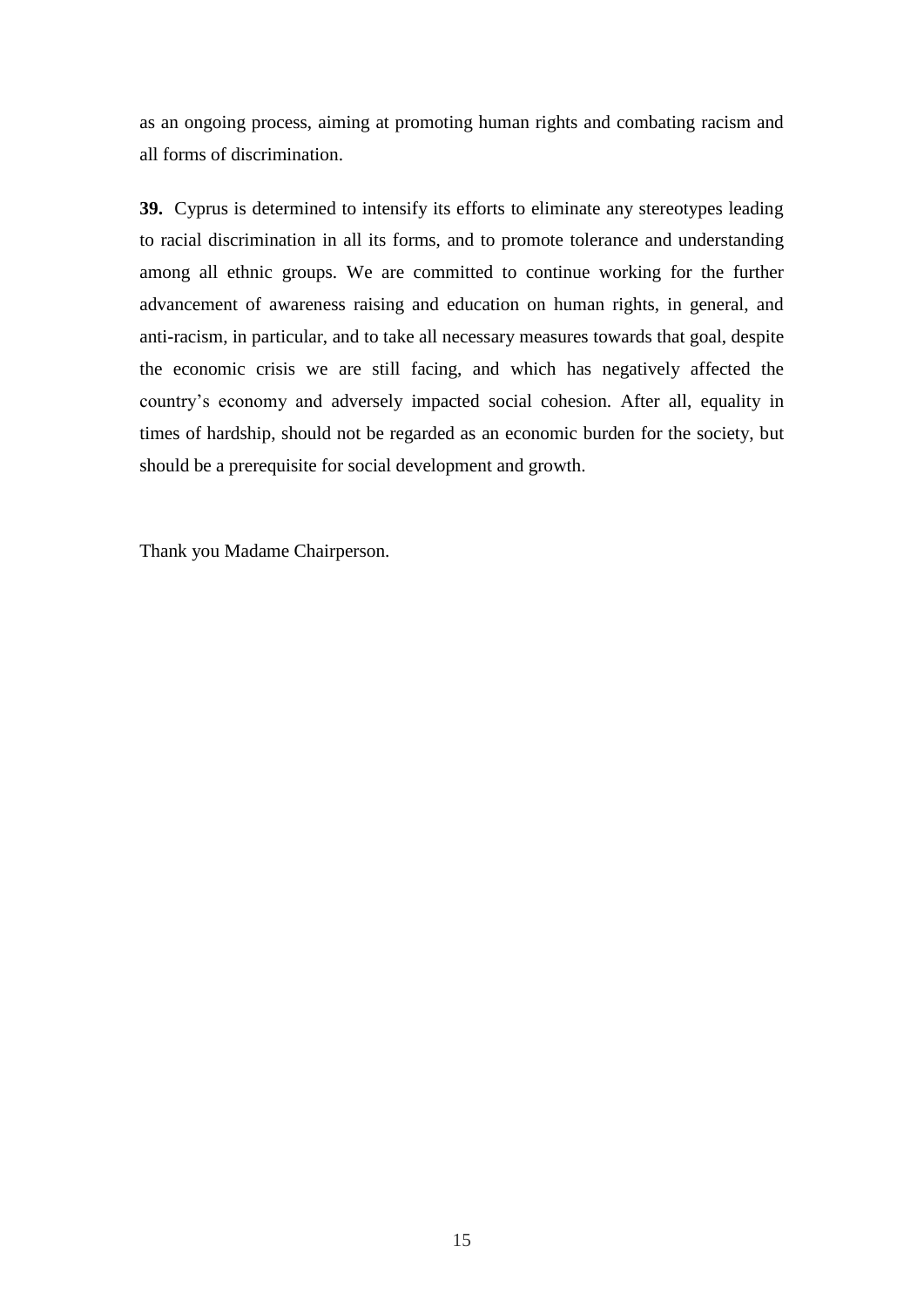as an ongoing process, aiming at promoting human rights and combating racism and all forms of discrimination.

**39.** Cyprus is determined to intensify its efforts to eliminate any stereotypes leading to racial discrimination in all its forms, and to promote tolerance and understanding among all ethnic groups. We are committed to continue working for the further advancement of awareness raising and education on human rights, in general, and anti-racism, in particular, and to take all necessary measures towards that goal, despite the economic crisis we are still facing, and which has negatively affected the country's economy and adversely impacted social cohesion. After all, equality in times of hardship, should not be regarded as an economic burden for the society, but should be a prerequisite for social development and growth.

Thank you Madame Chairperson.